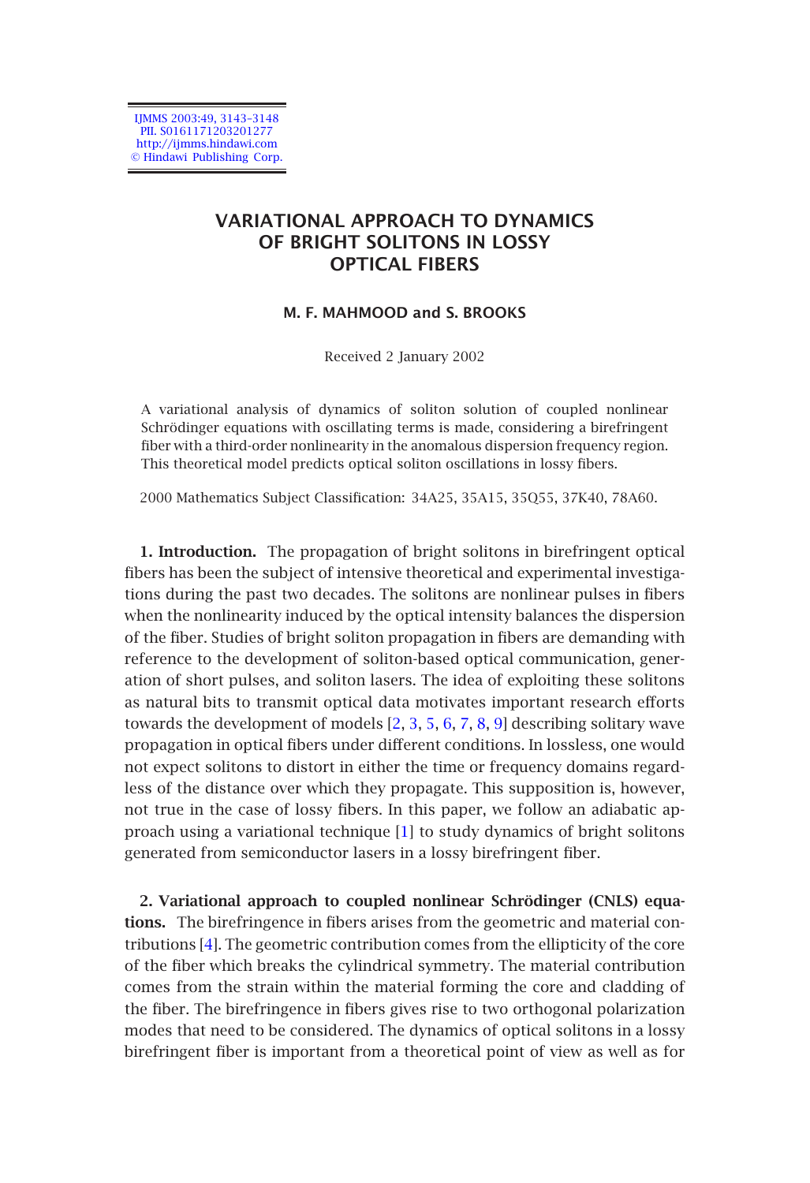# VARIATIONAL APPROACH TO DYNAMICS OF BRIGHT SOLITONS IN LOSSY OPTICAL FIBERS

**M. F. MAHMOOD and S. BROOKS**

Received 2 January 2002

A variational analysis of dynamics of soliton solution of coupled nonlinear Schrödinger equations with oscillating terms is made, considering a birefringent fiber with a third-order nonlinearity in the anomalous dispersion frequency region. This theoretical model predicts optical soliton oscillations in lossy fibers.

2000 Mathematics Subject Classification: 34A25, 35A15, 35Q55, 37K40, 78A60.

**1. Introduction.** The propagation of bright solitons in birefringent optical fibers has been the subject of intensive theoretical and experimental investigations during the past two decades. The solitons are nonlinear pulses in fibers when the nonlinearity induced by the optical intensity balances the dispersion of the fiber. Studies of bright soliton propagation in fibers are demanding with reference to the development of soliton-based optical communication, generation of short pulses, and soliton lasers. The idea of exploiting these solitons as natural bits to transmit optical data motivates important research efforts towards the development of models [2, 3, 5, 6, 7, 8, 9] describing solitary wave propagation in optical fibers under different conditions. In lossless, one would not expect solitons to distort in either the time or frequency domains regardless of the distance over which they propagate. This supposition is, however, not true in the case of lossy fibers. In this paper, we follow an adiabatic approach using a variational technique [1] to study dynamics of bright solitons generated from semiconductor lasers in a lossy birefringent fiber.

**2. Variational approach to coupled nonlinear Schrödinger (CNLS) equations.** The birefringence in fibers arises from the geometric and material contributions [4]. The geometric contribution comes from the ellipticity of the core of the fiber which breaks the cylindrical symmetry. The material contribution comes from the strain within the material forming the core and cladding of the fiber. The birefringence in fibers gives rise to two orthogonal polarization modes that need to be considered. The dynamics of optical solitons in a lossy birefringent fiber is important from a theoretical point of view as well as for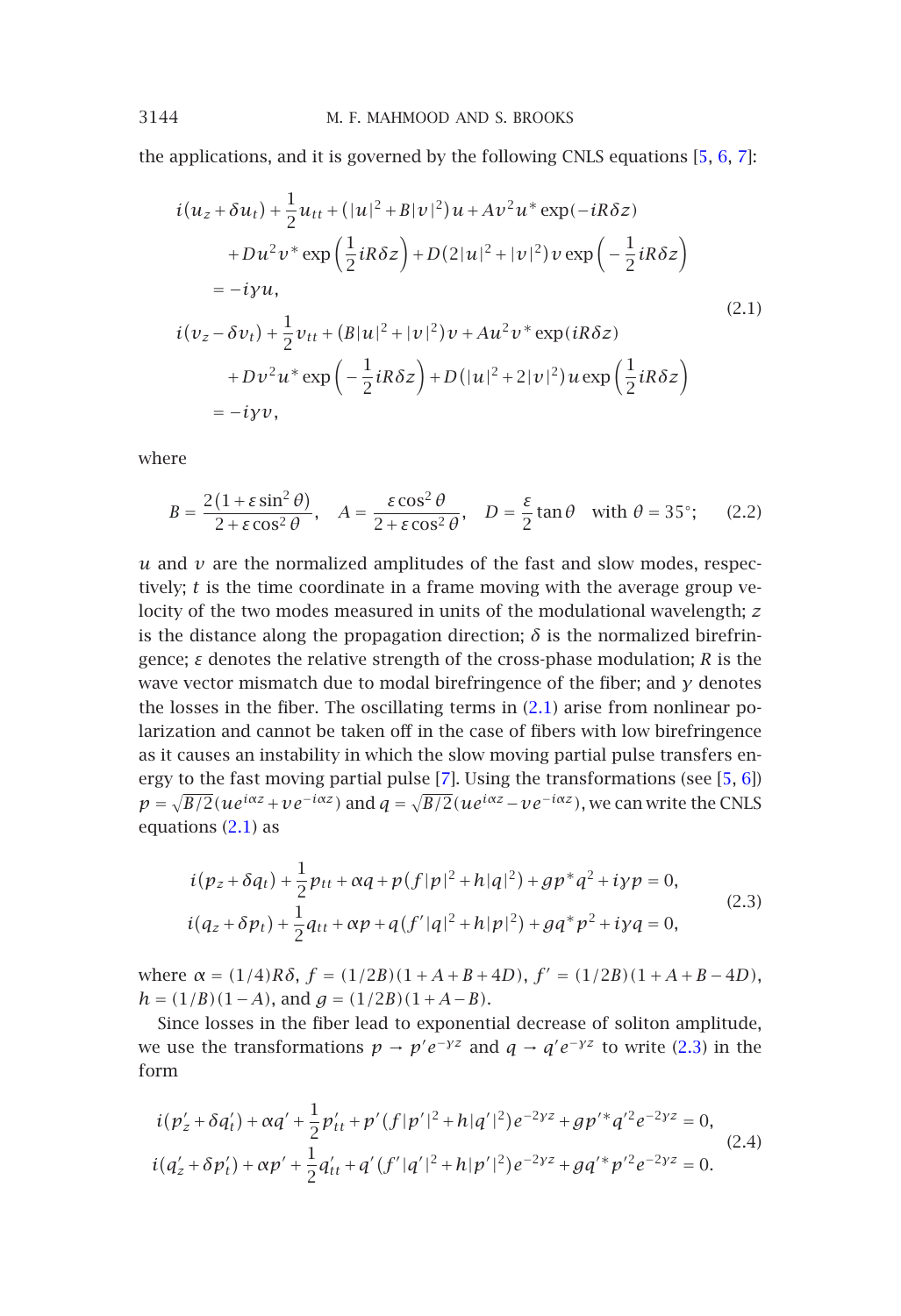the applications, and it is governed by the following CNLS equations [5, 6, 7]:

$$
\begin{aligned}
&i(u_z+\delta u_t)+\frac{1}{2}u_{tt}+(|u|^2+B|v|^2)u+Av^2u^*\exp(-iR\delta z)\\
&\qquad +Du^2v^*\exp\left(\frac{1}{2}iR\delta z\right)+D(2|u|^2+|v|^2)v\exp\left(-\frac{1}{2}iR\delta z\right)\\
&\quad =-i\gamma u,\\
&i(v_z-\delta v_t)+\frac{1}{2}v_{tt}+(B|u|^2+|v|^2)v+Au^2v^*\exp(iR\delta z)\\
&\qquad +Dv^2u^*\exp\left(-\frac{1}{2}iR\delta z\right)+D(|u|^2+2|v|^2)u\exp\left(\frac{1}{2}iR\delta z\right)\\
&\quad =-i\gamma v,
\end{aligned}
\tag{2.1}
$$

where

$$
B=\frac{2(1+\varepsilon\sin^2\theta)}{2+\varepsilon\cos^2\theta},\quad A=\frac{\varepsilon\cos^2\theta}{2+\varepsilon\cos^2\theta},\quad D=\frac{\varepsilon}{2}\tan\theta\quad\text{with }\theta=35^\circ;\tag{2.2}
$$

$u$ and $v$ are the normalized amplitudes of the fast and slow modes, respectively; $t$ is the time coordinate in a frame moving with the average group velocity of the two modes measured in units of the modulational wavelength; $z$ is the distance along the propagation direction; $\delta$ is the normalized birefringence; $\varepsilon$ denotes the relative strength of the cross-phase modulation; $R$ is the wave vector mismatch due to modal birefringence of the fiber; and $\gamma$ denotes the losses in the fiber. The oscillating terms in (2.1) arise from nonlinear polarization and cannot be taken off in the case of fibers with low birefringence as it causes an instability in which the slow moving partial pulse transfers energy to the fast moving partial pulse [7]. Using the transformations (see [5, 6]) $p=\sqrt{B/2}(ue^{i\alpha z}+ve^{-i\alpha z})$ and $q=\sqrt{B/2}(ue^{i\alpha z}-ve^{-i\alpha z})$, we can write the CNLS equations (2.1) as

$$
\begin{aligned}
&i(p_z+\delta q_t)+\frac{1}{2}p_{tt}+\alpha q+p(f|p|^2+h|q|^2)+gp^*q^2+i\gamma p=0,\\
&i(q_z+\delta p_t)+\frac{1}{2}q_{tt}+\alpha p+q(f'|q|^2+h|p|^2)+gq^*p^2+i\gamma q=0,
\end{aligned}
\tag{2.3}
$$

where $\alpha=(1/4)R\delta$, $f=(1/2B)(1+A+B+4D)$, $f'=(1/2B)(1+A+B-4D)$, $h=(1/B)(1-A)$, and $g=(1/2B)(1+A-B)$.

Since losses in the fiber lead to exponential decrease of soliton amplitude, we use the transformations $p\to p'e^{-\gamma z}$ and $q\to q'e^{-\gamma z}$ to write (2.3) in the form

$$
\begin{aligned}
&i(p'_z+\delta q'_t)+\alpha q'+\frac{1}{2}p'_{tt}+p'(f|p'|^2+h|q'|^2)e^{-2\gamma z}+gp'^*q'^2e^{-2\gamma z}=0,\\
&i(q'_z+\delta p'_t)+\alpha p'+\frac{1}{2}q'_{tt}+q'(f'|q'|^2+h|p'|^2)e^{-2\gamma z}+gq'^*p'^2e^{-2\gamma z}=0.
\end{aligned}
\tag{2.4}
$$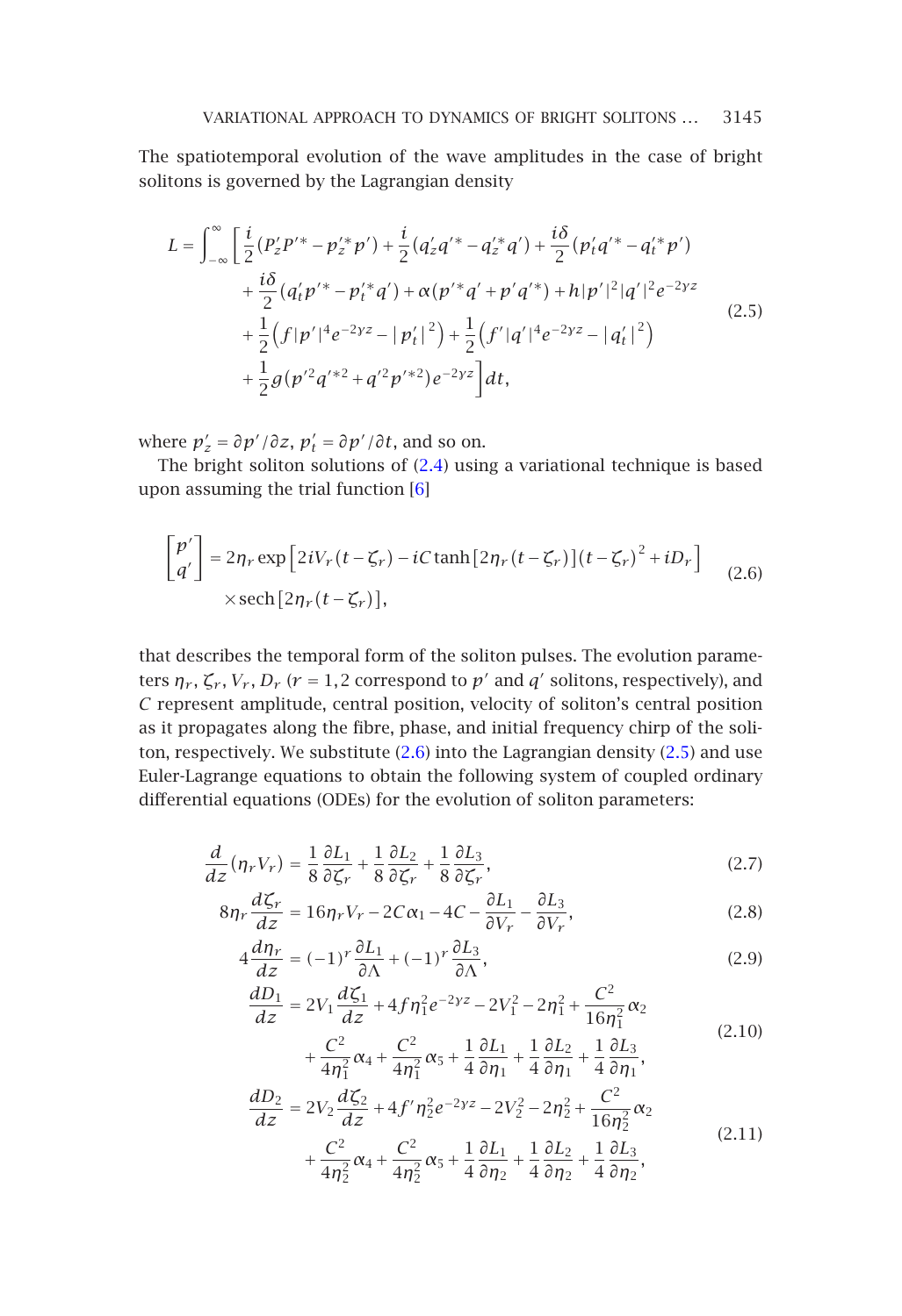The spatiotemporal evolution of the wave amplitudes in the case of bright solitons is governed by the Lagrangian density

$$
\begin{aligned}
L = \int_{-\infty}^{\infty} \Big[ & \frac{i}{2}\left(P_z' P'^{*} - p_z'^{*} p'\right) + \frac{i}{2}\left(q_z' q'^{*} - q_z'^{*} q'\right) + \frac{i\delta}{2}\left(p_t' q'^{*} - q_t'^{*} p'\right) \\
& + \frac{i\delta}{2}\left(q_t' p'^{*} - p_t'^{*} q'\right) + \alpha\left(p'^{*} q' + p' q'^{*}\right) + h|p'|^2|q'|^2 e^{-2\gamma z} \\
& + \frac{1}{2}\left(f|p'|^4 e^{-2\gamma z} - |p_t'|^2\right) + \frac{1}{2}\left(f'|q'|^4 e^{-2\gamma z} - |q_t'|^2\right) \\
& + \frac{1}{2} g\left(p'^2 q'^{*2} + q'^2 p'^{*2}\right) e^{-2\gamma z} \Big] dt,
\end{aligned}
\tag{2.5}
$$

where $p_z' = \partial p'/\partial z$, $p_t' = \partial p'/\partial t$, and so on.

The bright soliton solutions of (2.4) using a variational technique is based upon assuming the trial function [6]

$$
\begin{bmatrix} p' \\ q' \end{bmatrix} = 2\eta_r \exp\left[2iV_r(t-\zeta_r) - iC\tanh\left[2\eta_r(t-\zeta_r)\right](t-\zeta_r)^2 + iD_r\right] \times \operatorname{sech}\left[2\eta_r(t-\zeta_r)\right],
\tag{2.6}
$$

that describes the temporal form of the soliton pulses. The evolution parameters $\eta_r$, $\zeta_r$, $V_r$, $D_r$ ($r = 1,2$ correspond to $p'$ and $q'$ solitons, respectively), and $C$ represent amplitude, central position, velocity of soliton's central position as it propagates along the fibre, phase, and initial frequency chirp of the soliton, respectively. We substitute (2.6) into the Lagrangian density (2.5) and use Euler-Lagrange equations to obtain the following system of coupled ordinary differential equations (ODEs) for the evolution of soliton parameters:

$$
\frac{d}{dz}(\eta_r V_r) = \frac{1}{8}\frac{\partial L_1}{\partial \zeta_r} + \frac{1}{8}\frac{\partial L_2}{\partial \zeta_r} + \frac{1}{8}\frac{\partial L_3}{\partial \zeta_r},
\tag{2.7}
$$

$$
8\eta_r \frac{d\zeta_r}{dz} = 16\eta_r V_r - 2C\alpha_1 - 4C - \frac{\partial L_1}{\partial V_r} - \frac{\partial L_3}{\partial V_r},
\tag{2.8}
$$

$$
4\frac{d\eta_r}{dz} = (-1)^r \frac{\partial L_1}{\partial \Lambda} + (-1)^r \frac{\partial L_3}{\partial \Lambda},
\tag{2.9}
$$

$$
\begin{aligned}
\frac{dD_1}{dz} = {} & 2V_1 \frac{d\zeta_1}{dz} + 4f\eta_1^2 e^{-2\gamma z} - 2V_1^2 - 2\eta_1^2 + \frac{C^2}{16\eta_1^2}\alpha_2 \\
& + \frac{C^2}{4\eta_1^2}\alpha_4 + \frac{C^2}{4\eta_1^2}\alpha_5 + \frac{1}{4}\frac{\partial L_1}{\partial \eta_1} + \frac{1}{4}\frac{\partial L_2}{\partial \eta_1} + \frac{1}{4}\frac{\partial L_3}{\partial \eta_1},
\end{aligned}
\tag{2.10}
$$

$$
\begin{aligned}
\frac{dD_2}{dz} = {} & 2V_2 \frac{d\zeta_2}{dz} + 4f'\eta_2^2 e^{-2\gamma z} - 2V_2^2 - 2\eta_2^2 + \frac{C^2}{16\eta_2^2}\alpha_2 \\
& + \frac{C^2}{4\eta_2^2}\alpha_4 + \frac{C^2}{4\eta_2^2}\alpha_5 + \frac{1}{4}\frac{\partial L_1}{\partial \eta_2} + \frac{1}{4}\frac{\partial L_2}{\partial \eta_2} + \frac{1}{4}\frac{\partial L_3}{\partial \eta_2},
\end{aligned}
\tag{2.11}
$$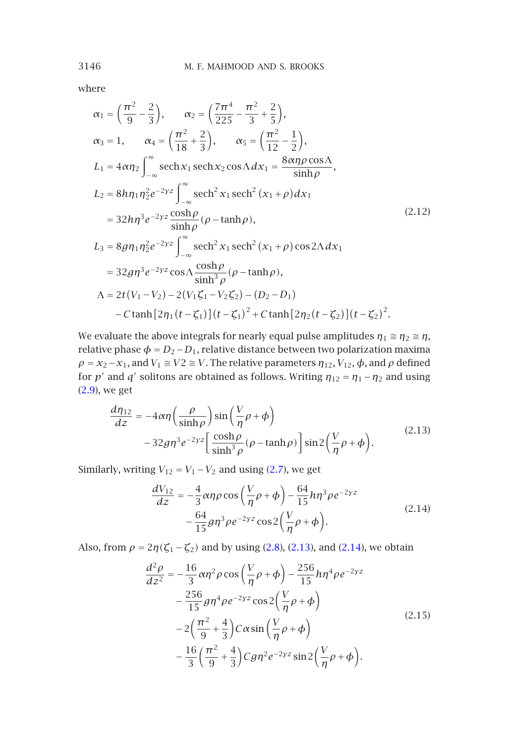where

$$
\begin{aligned}
&\alpha_1 = \left(\frac{\pi^2}{9} - \frac{2}{3}\right), \qquad \alpha_2 = \left(\frac{7\pi^4}{225} - \frac{\pi^2}{3} + \frac{2}{5}\right), \\
&\alpha_3 = 1, \qquad \alpha_4 = \left(\frac{\pi^2}{18} + \frac{2}{3}\right), \qquad \alpha_5 = \left(\frac{\pi^2}{12} - \frac{1}{2}\right), \\
&L_1 = 4\alpha\eta_2 \int_{-\infty}^{\infty} \operatorname{sech} x_1 \operatorname{sech} x_2 \cos\Lambda \, dx_1 = \frac{8\alpha\eta\rho\cos\Lambda}{\sinh\rho}, \\
&L_2 = 8h\eta_1\eta_2^2 e^{-2\gamma z} \int_{-\infty}^{\infty} \operatorname{sech}^2 x_1 \operatorname{sech}^2 (x_1 + \rho) \, dx_1 \\
&\quad = 32h\eta^3 e^{-2\gamma z} \frac{\cosh\rho}{\sinh\rho}(\rho - \tanh\rho), \\
&L_3 = 8g\eta_1\eta_2^2 e^{-2\gamma z} \int_{-\infty}^{\infty} \operatorname{sech}^2 x_1 \operatorname{sech}^2 (x_1 + \rho) \cos 2\Lambda \, dx_1 \\
&\quad = 32g\eta^3 e^{-2\gamma z} \cos\Lambda \frac{\cosh\rho}{\sinh^3\rho}(\rho - \tanh\rho), \\
&\Lambda = 2t(V_1 - V_2) - 2(V_1\zeta_1 - V_2\zeta_2) - (D_2 - D_1) \\
&\quad - C\tanh\left[2\eta_1(t - \zeta_1)\right](t - \zeta_1)^2 + C\tanh\left[2\eta_2(t - \zeta_2)\right](t - \zeta_2)^2.
\end{aligned}
\tag{2.12}
$$

We evaluate the above integrals for nearly equal pulse amplitudes $\eta_1 \cong \eta_2 \cong \eta$, relative phase $\phi = D_2 - D_1$, relative distance between two polarization maxima $\rho = x_2 - x_1$, and $V_1 \cong V2 \cong V$. The relative parameters $\eta_{12}$, $V_{12}$, $\phi$, and $\rho$ defined for $p'$ and $q'$ solitons are obtained as follows. Writing $\eta_{12} = \eta_1 - \eta_2$ and using (2.9), we get

$$
\begin{aligned}
\frac{d\eta_{12}}{dz} &= -4\alpha\eta\left(\frac{\rho}{\sinh\rho}\right)\sin\left(\frac{V}{\eta}\rho + \phi\right) \\
&\quad - 32g\eta^3 e^{-2\gamma z}\left[\frac{\cosh\rho}{\sinh^3\rho}(\rho - \tanh\rho)\right]\sin 2\left(\frac{V}{\eta}\rho + \phi\right).
\end{aligned}
\tag{2.13}
$$

Similarly, writing $V_{12} = V_1 - V_2$ and using (2.7), we get

$$
\begin{aligned}
\frac{dV_{12}}{dz} &= -\frac{4}{3}\alpha\eta\rho\cos\left(\frac{V}{\eta}\rho + \phi\right) - \frac{64}{15}h\eta^3\rho e^{-2\gamma z} \\
&\quad - \frac{64}{15}g\eta^3\rho e^{-2\gamma z}\cos 2\left(\frac{V}{\eta}\rho + \phi\right).
\end{aligned}
\tag{2.14}
$$

Also, from $\rho = 2\eta(\zeta_1 - \zeta_2)$ and by using (2.8), (2.13), and (2.14), we obtain

$$
\begin{aligned}
\frac{d^2\rho}{dz^2} &= -\frac{16}{3}\alpha\eta^2\rho\cos\left(\frac{V}{\eta}\rho + \phi\right) - \frac{256}{15}h\eta^4\rho e^{-2\gamma z} \\
&\quad - \frac{256}{15}g\eta^4\rho e^{-2\gamma z}\cos 2\left(\frac{V}{\eta}\rho + \phi\right) \\
&\quad - 2\left(\frac{\pi^2}{9} + \frac{4}{3}\right)C\alpha\sin\left(\frac{V}{\eta}\rho + \phi\right) \\
&\quad - \frac{16}{3}\left(\frac{\pi^2}{9} + \frac{4}{3}\right)Cg\eta^2 e^{-2\gamma z}\sin 2\left(\frac{V}{\eta}\rho + \phi\right).
\end{aligned}
\tag{2.15}
$$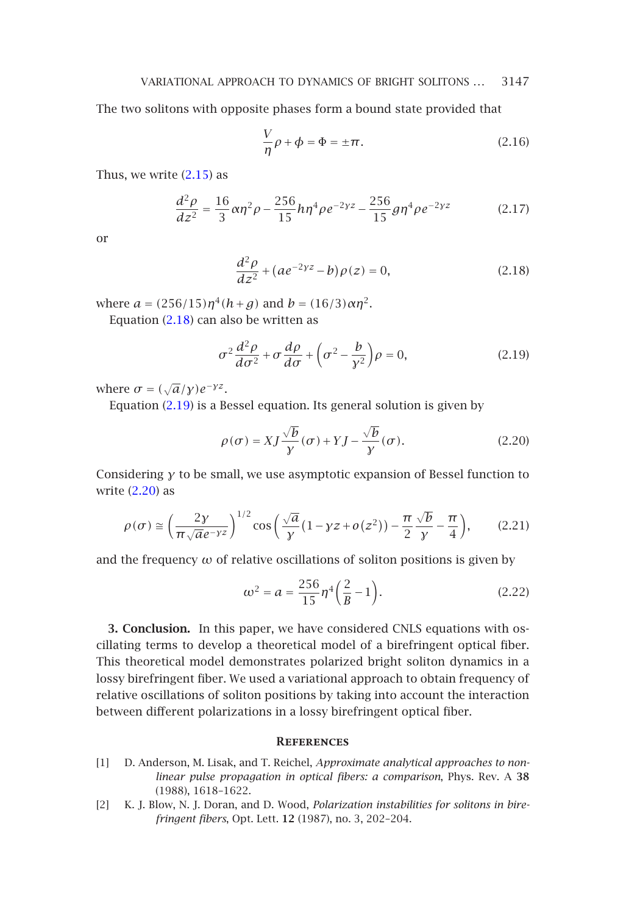The two solitons with opposite phases form a bound state provided that

$$\frac{V}{\eta}\rho + \phi = \Phi = \pm\pi. \tag{2.16}$$

Thus, we write (2.15) as

$$\frac{d^2\rho}{dz^2} = \frac{16}{3}\alpha\eta^2\rho - \frac{256}{15}h\eta^4\rho e^{-2\gamma z} - \frac{256}{15}g\eta^4\rho e^{-2\gamma z} \tag{2.17}$$

or

$$\frac{d^2\rho}{dz^2} + \left(ae^{-2\gamma z} - b\right)\rho(z) = 0, \tag{2.18}$$

where $a = (256/15)\eta^4(h+g)$ and $b = (16/3)\alpha\eta^2$.

Equation (2.18) can also be written as

$$\sigma^2\frac{d^2\rho}{d\sigma^2} + \sigma\frac{d\rho}{d\sigma} + \left(\sigma^2 - \frac{b}{\gamma^2}\right)\rho = 0, \tag{2.19}$$

where $\sigma = (\sqrt{a}/\gamma)e^{-\gamma z}$.

Equation (2.19) is a Bessel equation. Its general solution is given by

$$\rho(\sigma) = XJ\frac{\sqrt{b}}{\gamma}(\sigma) + YJ - \frac{\sqrt{b}}{\gamma}(\sigma). \tag{2.20}$$

Considering $\gamma$ to be small, we use asymptotic expansion of Bessel function to write (2.20) as

$$\rho(\sigma) \cong \left(\frac{2\gamma}{\pi\sqrt{a}e^{-\gamma z}}\right)^{1/2}\cos\left(\frac{\sqrt{a}}{\gamma}\left(1 - \gamma z + o(z^2)\right) - \frac{\pi}{2}\frac{\sqrt{b}}{\gamma} - \frac{\pi}{4}\right), \tag{2.21}$$

and the frequency $\omega$ of relative oscillations of soliton positions is given by

$$\omega^2 = a = \frac{256}{15}\eta^4\left(\frac{2}{B} - 1\right). \tag{2.22}$$

## 3. Conclusion.

In this paper, we have considered CNLS equations with oscillating terms to develop a theoretical model of a birefringent optical fiber. This theoretical model demonstrates polarized bright soliton dynamics in a lossy birefringent fiber. We used a variational approach to obtain frequency of relative oscillations of soliton positions by taking into account the interaction between different polarizations in a lossy birefringent optical fiber.

## References

[1] D. Anderson, M. Lisak, and T. Reichel, *Approximate analytical approaches to nonlinear pulse propagation in optical fibers: a comparison*, Phys. Rev. A **38** (1988), 1618–1622.

[2] K. J. Blow, N. J. Doran, and D. Wood, *Polarization instabilities for solitons in birefringent fibers*, Opt. Lett. **12** (1987), no. 3, 202–204.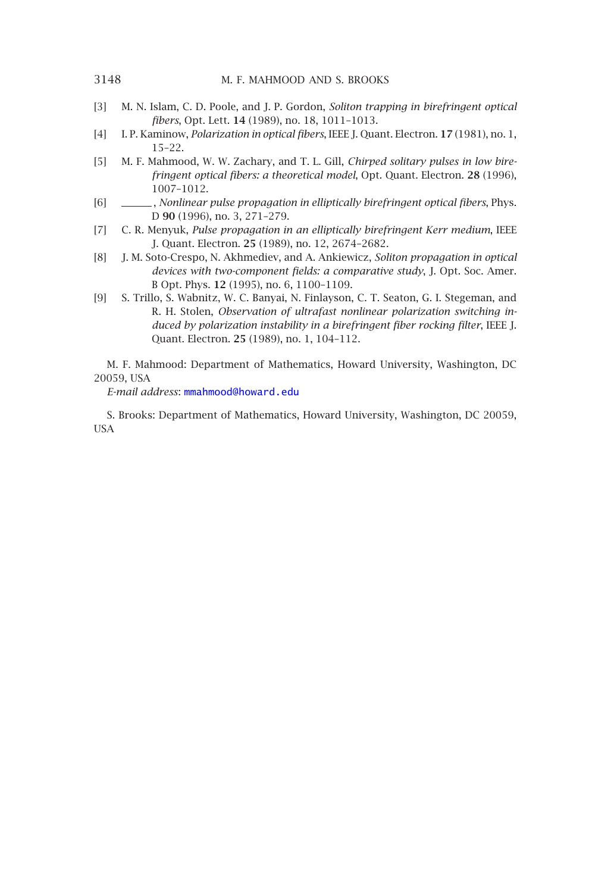[3] M. N. Islam, C. D. Poole, and J. P. Gordon, *Soliton trapping in birefringent optical fibers*, Opt. Lett. **14** (1989), no. 18, 1011–1013.

[4] I. P. Kaminow, *Polarization in optical fibers*, IEEE J. Quant. Electron. **17** (1981), no. 1, 15–22.

[5] M. F. Mahmood, W. W. Zachary, and T. L. Gill, *Chirped solitary pulses in low birefringent optical fibers: a theoretical model*, Opt. Quant. Electron. **28** (1996), 1007–1012.

[6] ______, *Nonlinear pulse propagation in elliptically birefringent optical fibers*, Phys. D **90** (1996), no. 3, 271–279.

[7] C. R. Menyuk, *Pulse propagation in an elliptically birefringent Kerr medium*, IEEE J. Quant. Electron. **25** (1989), no. 12, 2674–2682.

[8] J. M. Soto-Crespo, N. Akhmediev, and A. Ankiewicz, *Soliton propagation in optical devices with two-component fields: a comparative study*, J. Opt. Soc. Amer. B Opt. Phys. **12** (1995), no. 6, 1100–1109.

[9] S. Trillo, S. Wabnitz, W. C. Banyai, N. Finlayson, C. T. Seaton, G. I. Stegeman, and R. H. Stolen, *Observation of ultrafast nonlinear polarization switching induced by polarization instability in a birefringent fiber rocking filter*, IEEE J. Quant. Electron. **25** (1989), no. 1, 104–112.

M. F. Mahmood: Department of Mathematics, Howard University, Washington, DC 20059, USA

*E-mail address*: mmahmood@howard.edu

S. Brooks: Department of Mathematics, Howard University, Washington, DC 20059, USA